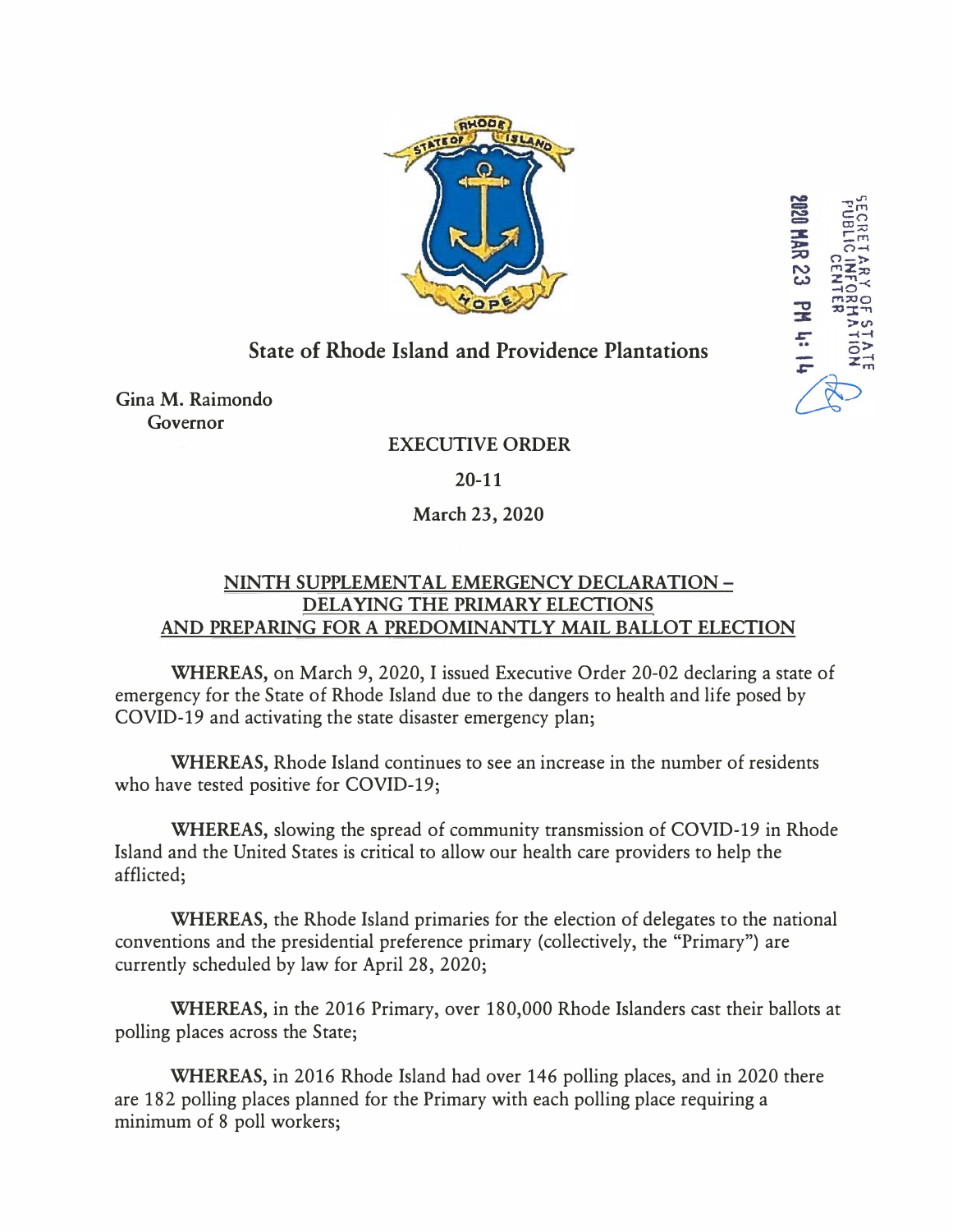State of Rhode Island and Providence Plantations

SECRETARY OF STATE
PUBLIC INFORMATION CENTER
2020 MAR 23 PM 4:14

Gina M. Raimondo
Governor

**EXECUTIVE ORDER**

**20-11**

**March 23, 2020**

## NINTH SUPPLEMENTAL EMERGENCY DECLARATION – DELAYING THE PRIMARY ELECTIONS AND PREPARING FOR A PREDOMINANTLY MAIL BALLOT ELECTION

**WHEREAS,** on March 9, 2020, I issued Executive Order 20-02 declaring a state of emergency for the State of Rhode Island due to the dangers to health and life posed by COVID-19 and activating the state disaster emergency plan;

**WHEREAS,** Rhode Island continues to see an increase in the number of residents who have tested positive for COVID-19;

**WHEREAS,** slowing the spread of community transmission of COVID-19 in Rhode Island and the United States is critical to allow our health care providers to help the afflicted;

**WHEREAS,** the Rhode Island primaries for the election of delegates to the national conventions and the presidential preference primary (collectively, the "Primary") are currently scheduled by law for April 28, 2020;

**WHEREAS,** in the 2016 Primary, over 180,000 Rhode Islanders cast their ballots at polling places across the State;

**WHEREAS,** in 2016 Rhode Island had over 146 polling places, and in 2020 there are 182 polling places planned for the Primary with each polling place requiring a minimum of 8 poll workers;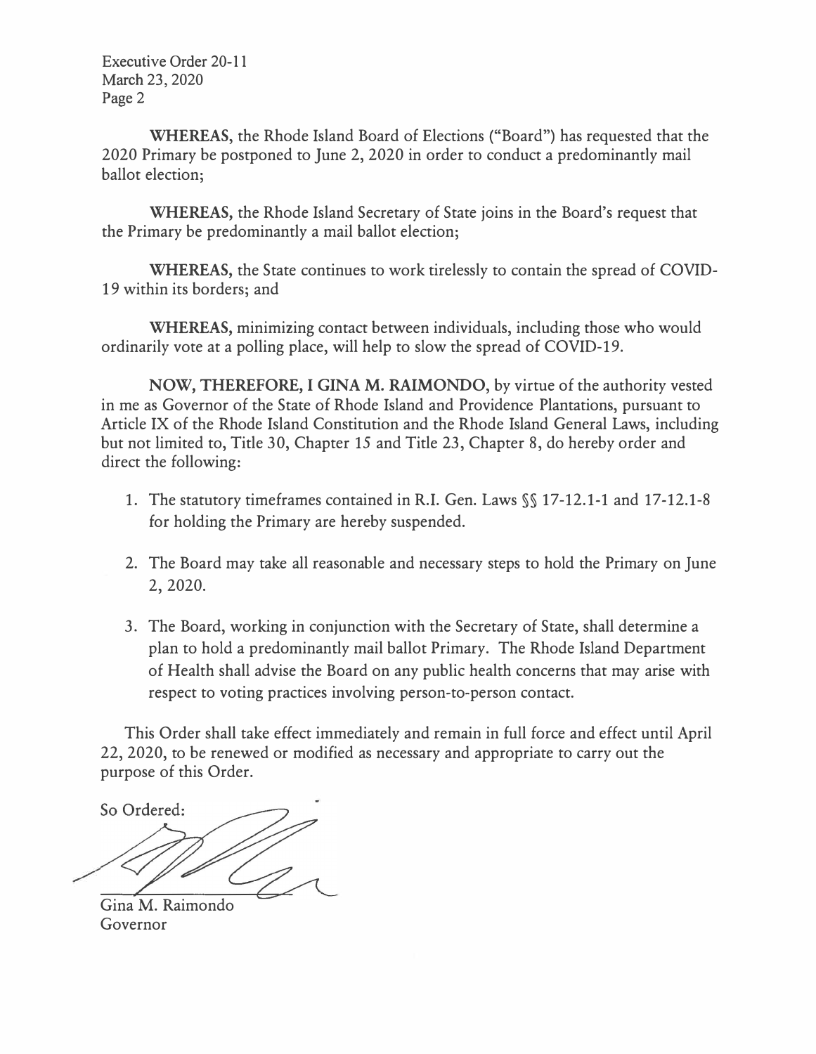**WHEREAS,** the Rhode Island Board of Elections ("Board") has requested that the 2020 Primary be postponed to June 2, 2020 in order to conduct a predominantly mail ballot election;

**WHEREAS,** the Rhode Island Secretary of State joins in the Board's request that the Primary be predominantly a mail ballot election;

**WHEREAS,** the State continues to work tirelessly to contain the spread of COVID-19 within its borders; and

**WHEREAS,** minimizing contact between individuals, including those who would ordinarily vote at a polling place, will help to slow the spread of COVID-19.

**NOW, THEREFORE, I GINA M. RAIMONDO,** by virtue of the authority vested in me as Governor of the State of Rhode Island and Providence Plantations, pursuant to Article IX of the Rhode Island Constitution and the Rhode Island General Laws, including but not limited to, Title 30, Chapter 15 and Title 23, Chapter 8, do hereby order and direct the following:

1. The statutory timeframes contained in R.I. Gen. Laws §§ 17-12.1-1 and 17-12.1-8 for holding the Primary are hereby suspended.

2. The Board may take all reasonable and necessary steps to hold the Primary on June 2, 2020.

3. The Board, working in conjunction with the Secretary of State, shall determine a plan to hold a predominantly mail ballot Primary. The Rhode Island Department of Health shall advise the Board on any public health concerns that may arise with respect to voting practices involving person-to-person contact.

This Order shall take effect immediately and remain in full force and effect until April 22, 2020, to be renewed or modified as necessary and appropriate to carry out the purpose of this Order.

So Ordered:

Gina M. Raimondo
Governor